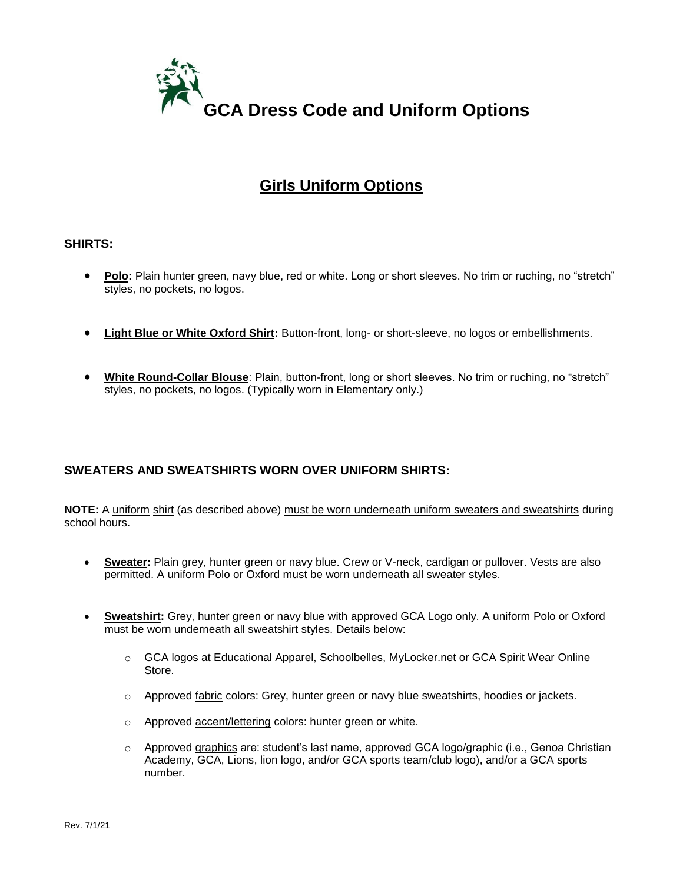# GCA Dress Code and Uniform Options

## Girls Uniform Options

### SHIRTS:

- **Polo:** Plain hunter green, navy blue, red or white. Long or short sleeves. No trim or ruching, no "stretch" styles, no pockets, no logos.

- **Light Blue or White Oxford Shirt:** Button-front, long- or short-sleeve, no logos or embellishments.

- **White Round-Collar Blouse**: Plain, button-front, long or short sleeves. No trim or ruching, no "stretch" styles, no pockets, no logos. (Typically worn in Elementary only.)

### SWEATERS AND SWEATSHIRTS WORN OVER UNIFORM SHIRTS:

**NOTE:** A uniform shirt (as described above) must be worn underneath uniform sweaters and sweatshirts during school hours.

- **Sweater:** Plain grey, hunter green or navy blue. Crew or V-neck, cardigan or pullover. Vests are also permitted. A uniform Polo or Oxford must be worn underneath all sweater styles.

- **Sweatshirt:** Grey, hunter green or navy blue with approved GCA Logo only. A uniform Polo or Oxford must be worn underneath all sweatshirt styles. Details below:
  - GCA logos at Educational Apparel, Schoolbelles, MyLocker.net or GCA Spirit Wear Online Store.
  - Approved fabric colors: Grey, hunter green or navy blue sweatshirts, hoodies or jackets.
  - Approved accent/lettering colors: hunter green or white.
  - Approved graphics are: student's last name, approved GCA logo/graphic (i.e., Genoa Christian Academy, GCA, Lions, lion logo, and/or GCA sports team/club logo), and/or a GCA sports number.

Rev. 7/1/21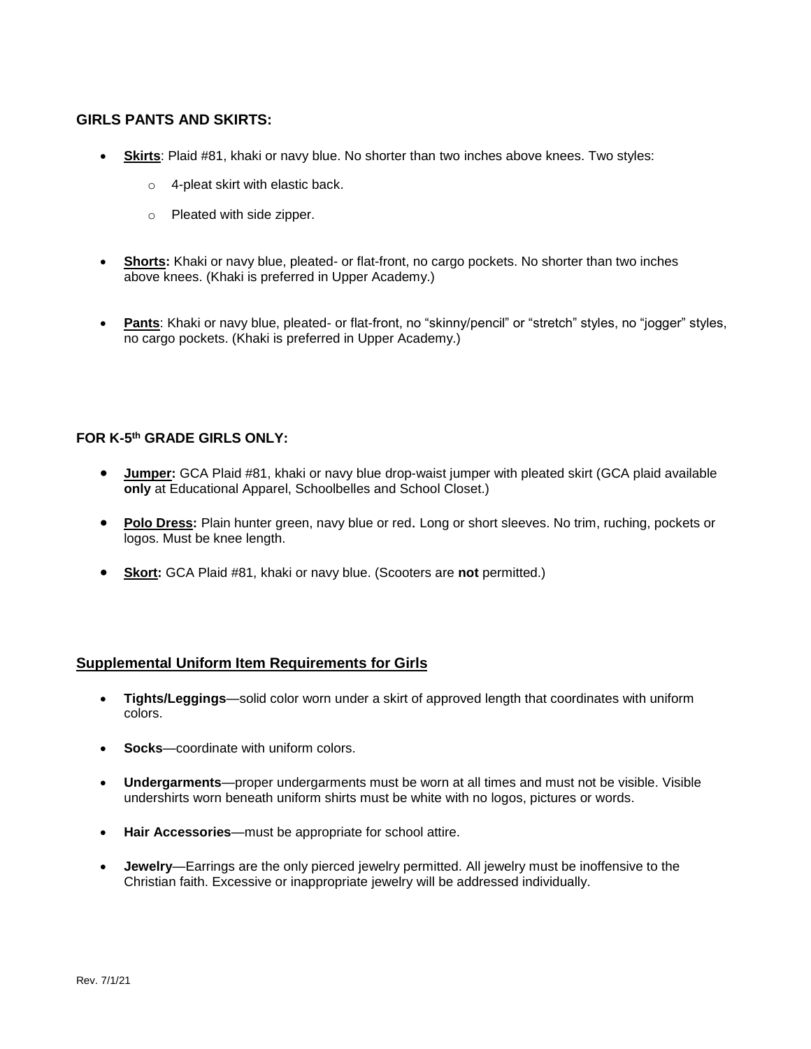## GIRLS PANTS AND SKIRTS:

- **Skirts**: Plaid #81, khaki or navy blue. No shorter than two inches above knees. Two styles:
  - 4-pleat skirt with elastic back.
  - Pleated with side zipper.

- **Shorts:** Khaki or navy blue, pleated- or flat-front, no cargo pockets. No shorter than two inches above knees. (Khaki is preferred in Upper Academy.)

- **Pants**: Khaki or navy blue, pleated- or flat-front, no "skinny/pencil" or "stretch" styles, no "jogger" styles, no cargo pockets. (Khaki is preferred in Upper Academy.)

## FOR K-5th GRADE GIRLS ONLY:

- **Jumper:** GCA Plaid #81, khaki or navy blue drop-waist jumper with pleated skirt (GCA plaid available **only** at Educational Apparel, Schoolbelles and School Closet.)

- **Polo Dress:** Plain hunter green, navy blue or red**.** Long or short sleeves. No trim, ruching, pockets or logos. Must be knee length.

- **Skort:** GCA Plaid #81, khaki or navy blue. (Scooters are **not** permitted.)

## Supplemental Uniform Item Requirements for Girls

- **Tights/Leggings**—solid color worn under a skirt of approved length that coordinates with uniform colors.

- **Socks**—coordinate with uniform colors.

- **Undergarments**—proper undergarments must be worn at all times and must not be visible. Visible undershirts worn beneath uniform shirts must be white with no logos, pictures or words.

- **Hair Accessories**—must be appropriate for school attire.

- **Jewelry**—Earrings are the only pierced jewelry permitted. All jewelry must be inoffensive to the Christian faith. Excessive or inappropriate jewelry will be addressed individually.

Rev. 7/1/21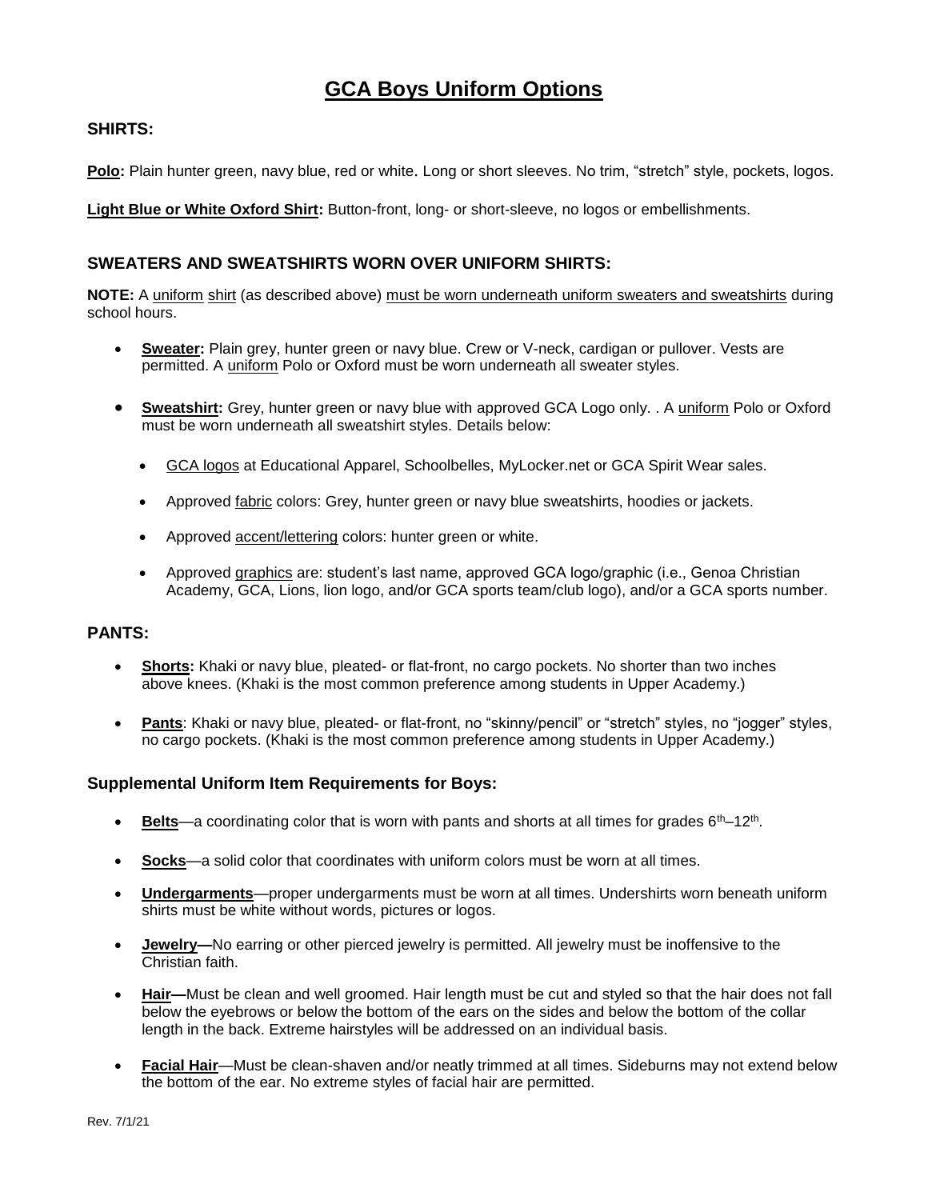# GCA Boys Uniform Options

## SHIRTS:

**Polo:** Plain hunter green, navy blue, red or white. Long or short sleeves. No trim, "stretch" style, pockets, logos.

**Light Blue or White Oxford Shirt:** Button-front, long- or short-sleeve, no logos or embellishments.

## SWEATERS AND SWEATSHIRTS WORN OVER UNIFORM SHIRTS:

**NOTE:** A uniform shirt (as described above) must be worn underneath uniform sweaters and sweatshirts during school hours.

- **Sweater:** Plain grey, hunter green or navy blue. Crew or V-neck, cardigan or pullover. Vests are permitted. A uniform Polo or Oxford must be worn underneath all sweater styles.
- **Sweatshirt:** Grey, hunter green or navy blue with approved GCA Logo only. . A uniform Polo or Oxford must be worn underneath all sweatshirt styles. Details below:
  - GCA logos at Educational Apparel, Schoolbelles, MyLocker.net or GCA Spirit Wear sales.
  - Approved fabric colors: Grey, hunter green or navy blue sweatshirts, hoodies or jackets.
  - Approved accent/lettering colors: hunter green or white.
  - Approved graphics are: student's last name, approved GCA logo/graphic (i.e., Genoa Christian Academy, GCA, Lions, lion logo, and/or GCA sports team/club logo), and/or a GCA sports number.

## PANTS:

- **Shorts:** Khaki or navy blue, pleated- or flat-front, no cargo pockets. No shorter than two inches above knees. (Khaki is the most common preference among students in Upper Academy.)
- **Pants**: Khaki or navy blue, pleated- or flat-front, no "skinny/pencil" or "stretch" styles, no "jogger" styles, no cargo pockets. (Khaki is the most common preference among students in Upper Academy.)

### Supplemental Uniform Item Requirements for Boys:

- **Belts**—a coordinating color that is worn with pants and shorts at all times for grades 6th–12th.
- **Socks**—a solid color that coordinates with uniform colors must be worn at all times.
- **Undergarments**—proper undergarments must be worn at all times. Undershirts worn beneath uniform shirts must be white without words, pictures or logos.
- **Jewelry—**No earring or other pierced jewelry is permitted. All jewelry must be inoffensive to the Christian faith.
- **Hair—**Must be clean and well groomed. Hair length must be cut and styled so that the hair does not fall below the eyebrows or below the bottom of the ears on the sides and below the bottom of the collar length in the back. Extreme hairstyles will be addressed on an individual basis.
- **Facial Hair**—Must be clean-shaven and/or neatly trimmed at all times. Sideburns may not extend below the bottom of the ear. No extreme styles of facial hair are permitted.

Rev. 7/1/21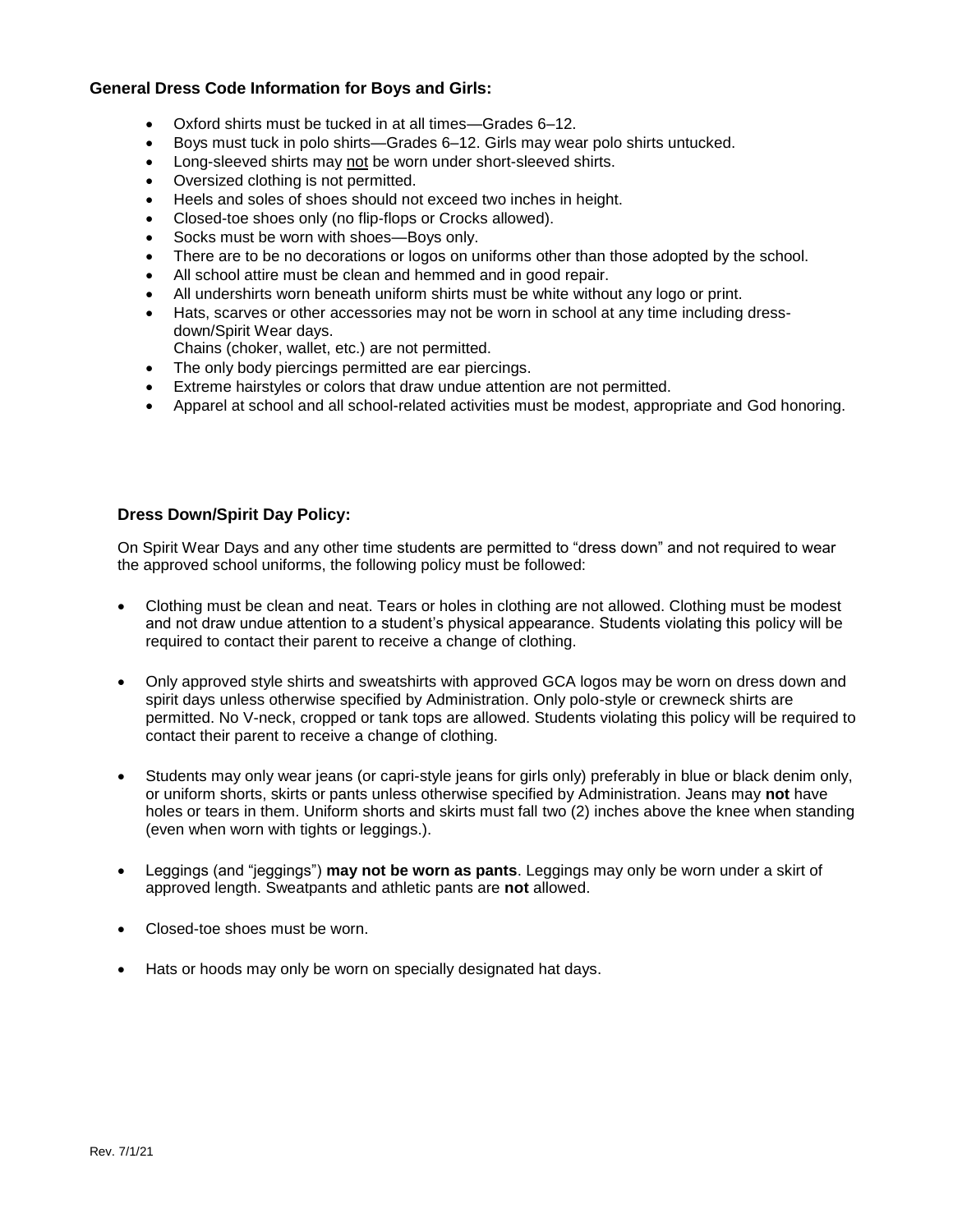### General Dress Code Information for Boys and Girls:

- Oxford shirts must be tucked in at all times—Grades 6–12.
- Boys must tuck in polo shirts—Grades 6–12. Girls may wear polo shirts untucked.
- Long-sleeved shirts may <u>not</u> be worn under short-sleeved shirts.
- Oversized clothing is not permitted.
- Heels and soles of shoes should not exceed two inches in height.
- Closed-toe shoes only (no flip-flops or Crocks allowed).
- Socks must be worn with shoes—Boys only.
- There are to be no decorations or logos on uniforms other than those adopted by the school.
- All school attire must be clean and hemmed and in good repair.
- All undershirts worn beneath uniform shirts must be white without any logo or print.
- Hats, scarves or other accessories may not be worn in school at any time including dress-down/Spirit Wear days.
  Chains (choker, wallet, etc.) are not permitted.
- The only body piercings permitted are ear piercings.
- Extreme hairstyles or colors that draw undue attention are not permitted.
- Apparel at school and all school-related activities must be modest, appropriate and God honoring.

### Dress Down/Spirit Day Policy:

On Spirit Wear Days and any other time students are permitted to "dress down" and not required to wear the approved school uniforms, the following policy must be followed:

- Clothing must be clean and neat. Tears or holes in clothing are not allowed. Clothing must be modest and not draw undue attention to a student's physical appearance. Students violating this policy will be required to contact their parent to receive a change of clothing.

- Only approved style shirts and sweatshirts with approved GCA logos may be worn on dress down and spirit days unless otherwise specified by Administration. Only polo-style or crewneck shirts are permitted. No V-neck, cropped or tank tops are allowed. Students violating this policy will be required to contact their parent to receive a change of clothing.

- Students may only wear jeans (or capri-style jeans for girls only) preferably in blue or black denim only, or uniform shorts, skirts or pants unless otherwise specified by Administration. Jeans may **not** have holes or tears in them. Uniform shorts and skirts must fall two (2) inches above the knee when standing (even when worn with tights or leggings.).

- Leggings (and "jeggings") **may not be worn as pants**. Leggings may only be worn under a skirt of approved length. Sweatpants and athletic pants are **not** allowed.

- Closed-toe shoes must be worn.

- Hats or hoods may only be worn on specially designated hat days.

Rev. 7/1/21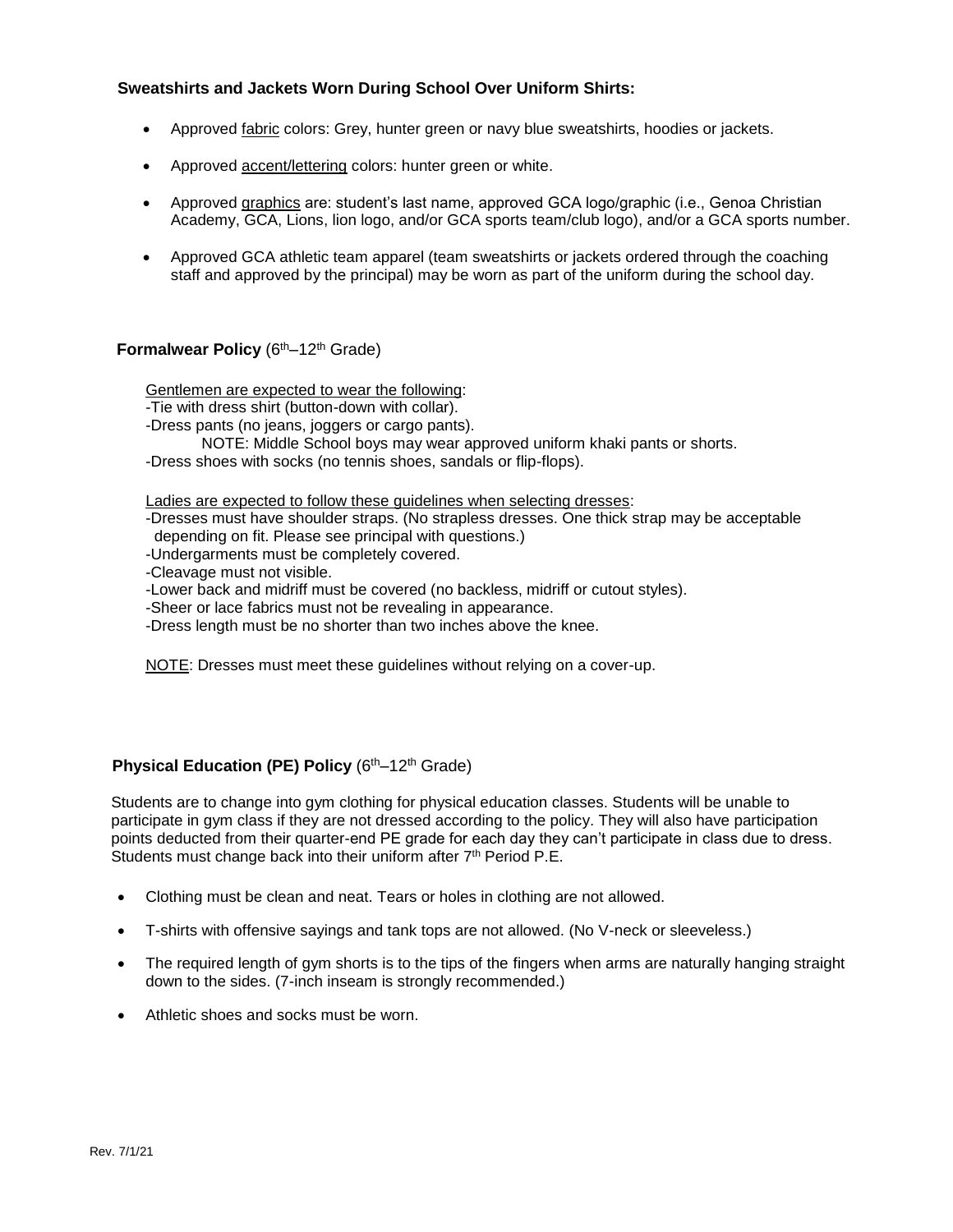**Sweatshirts and Jackets Worn During School Over Uniform Shirts:**

- Approved fabric colors: Grey, hunter green or navy blue sweatshirts, hoodies or jackets.
- Approved accent/lettering colors: hunter green or white.
- Approved graphics are: student's last name, approved GCA logo/graphic (i.e., Genoa Christian Academy, GCA, Lions, lion logo, and/or GCA sports team/club logo), and/or a GCA sports number.
- Approved GCA athletic team apparel (team sweatshirts or jackets ordered through the coaching staff and approved by the principal) may be worn as part of the uniform during the school day.

**Formalwear Policy** (6th–12th Grade)

Gentlemen are expected to wear the following:

-Tie with dress shirt (button-down with collar).
-Dress pants (no jeans, joggers or cargo pants).
NOTE: Middle School boys may wear approved uniform khaki pants or shorts.
-Dress shoes with socks (no tennis shoes, sandals or flip-flops).

Ladies are expected to follow these guidelines when selecting dresses:

-Dresses must have shoulder straps. (No strapless dresses. One thick strap may be acceptable depending on fit. Please see principal with questions.)
-Undergarments must be completely covered.
-Cleavage must not visible.
-Lower back and midriff must be covered (no backless, midriff or cutout styles).
-Sheer or lace fabrics must not be revealing in appearance.
-Dress length must be no shorter than two inches above the knee.

NOTE: Dresses must meet these guidelines without relying on a cover-up.

**Physical Education (PE) Policy** (6th–12th Grade)

Students are to change into gym clothing for physical education classes. Students will be unable to participate in gym class if they are not dressed according to the policy. They will also have participation points deducted from their quarter-end PE grade for each day they can't participate in class due to dress. Students must change back into their uniform after 7th Period P.E.

- Clothing must be clean and neat. Tears or holes in clothing are not allowed.
- T-shirts with offensive sayings and tank tops are not allowed. (No V-neck or sleeveless.)
- The required length of gym shorts is to the tips of the fingers when arms are naturally hanging straight down to the sides. (7-inch inseam is strongly recommended.)
- Athletic shoes and socks must be worn.

Rev. 7/1/21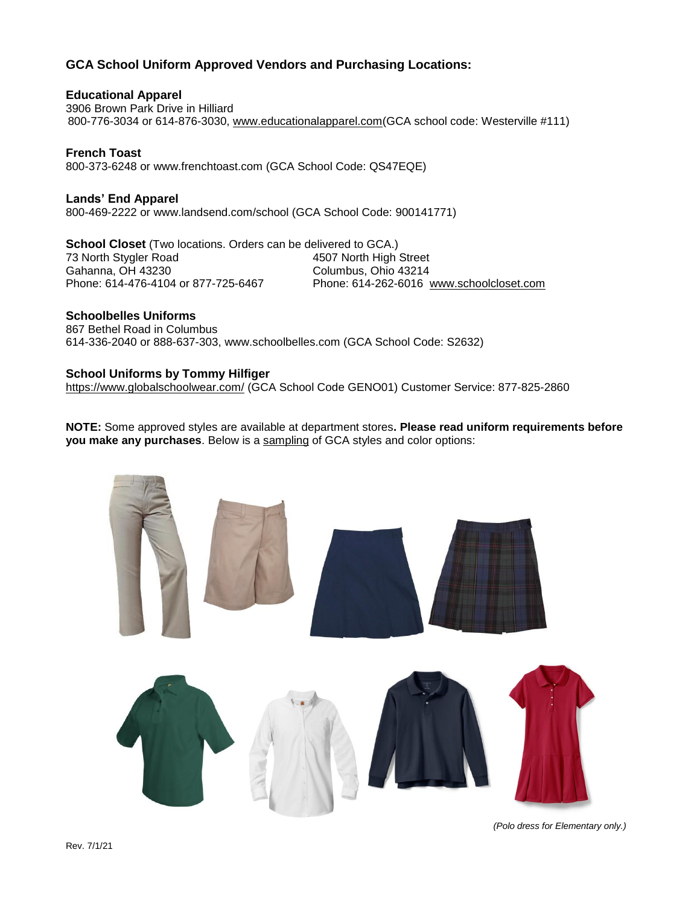## GCA School Uniform Approved Vendors and Purchasing Locations:

**Educational Apparel**
3906 Brown Park Drive in Hilliard
800-776-3034 or 614-876-3030, www.educationalapparel.com(GCA school code: Westerville #111)

**French Toast**
800-373-6248 or www.frenchtoast.com (GCA School Code: QS47EQE)

**Lands' End Apparel**
800-469-2222 or www.landsend.com/school (GCA School Code: 900141771)

**School Closet** (Two locations. Orders can be delivered to GCA.)

73 North Stygler Road
Gahanna, OH 43230
Phone: 614-476-4104 or 877-725-6467

4507 North High Street
Columbus, Ohio 43214
Phone: 614-262-6016 www.schoolcloset.com

**Schoolbelles Uniforms**
867 Bethel Road in Columbus
614-336-2040 or 888-637-303, www.schoolbelles.com (GCA School Code: S2632)

**School Uniforms by Tommy Hilfiger**
https://www.globalschoolwear.com/ (GCA School Code GENO01) Customer Service: 877-825-2860

**NOTE:** Some approved styles are available at department stores**. Please read uniform requirements before you make any purchases**. Below is a sampling of GCA styles and color options:

*(Polo dress for Elementary only.)*

Rev. 7/1/21